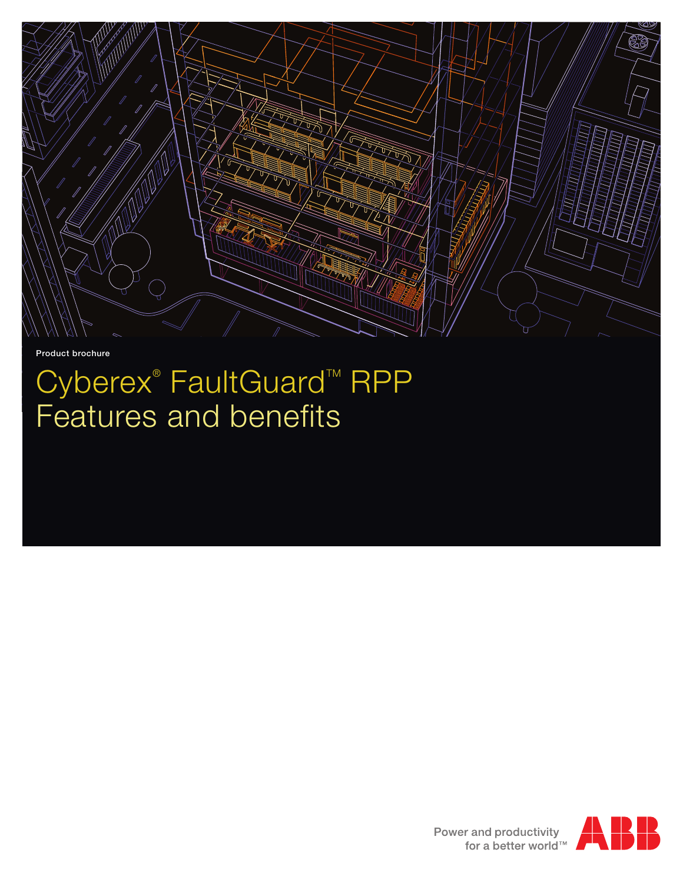Product brochure

# Cyberex® FaultGuard™ RPP Features and benefits

Power and productivity for a better world™

ABB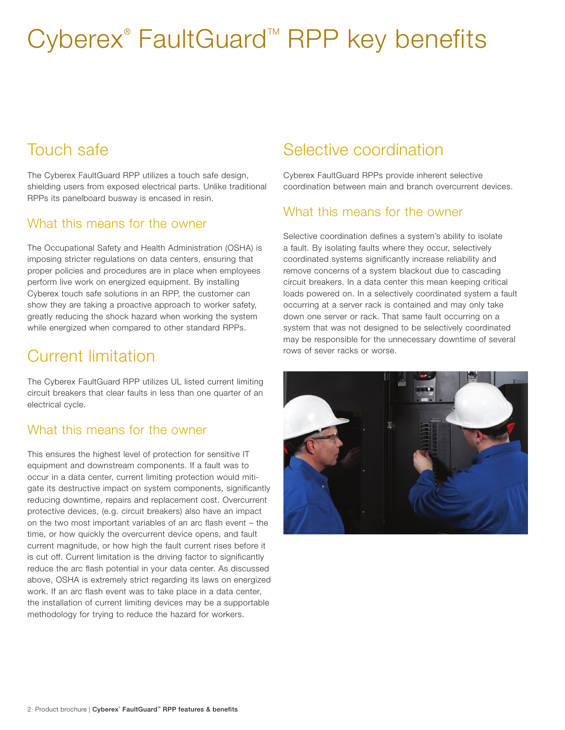# Cyberex® FaultGuard™ RPP key benefits

## Touch safe

The Cyberex FaultGuard RPP utilizes a touch safe design, shielding users from exposed electrical parts. Unlike traditional RPPs its panelboard busway is encased in resin.

### What this means for the owner

The Occupational Safety and Health Administration (OSHA) is imposing stricter regulations on data centers, ensuring that proper policies and procedures are in place when employees perform live work on energized equipment. By installing Cyberex touch safe solutions in an RPP, the customer can show they are taking a proactive approach to worker safety, greatly reducing the shock hazard when working the system while energized when compared to other standard RPPs.

## Current limitation

The Cyberex FaultGuard RPP utilizes UL listed current limiting circuit breakers that clear faults in less than one quarter of an electrical cycle.

### What this means for the owner

This ensures the highest level of protection for sensitive IT equipment and downstream components. If a fault was to occur in a data center, current limiting protection would mitigate its destructive impact on system components, significantly reducing downtime, repairs and replacement cost. Overcurrent protective devices, (e.g. circuit breakers) also have an impact on the two most important variables of an arc flash event – the time, or how quickly the overcurrent device opens, and fault current magnitude, or how high the fault current rises before it is cut off. Current limitation is the driving factor to significantly reduce the arc flash potential in your data center. As discussed above, OSHA is extremely strict regarding its laws on energized work. If an arc flash event was to take place in a data center, the installation of current limiting devices may be a supportable methodology for trying to reduce the hazard for workers.

## Selective coordination

Cyberex FaultGuard RPPs provide inherent selective coordination between main and branch overcurrent devices.

### What this means for the owner

Selective coordination defines a system's ability to isolate a fault. By isolating faults where they occur, selectively coordinated systems significantly increase reliability and remove concerns of a system blackout due to cascading circuit breakers. In a data center this mean keeping critical loads powered on. In a selectively coordinated system a fault occurring at a server rack is contained and may only take down one server or rack. That same fault occurring on a system that was not designed to be selectively coordinated may be responsible for the unnecessary downtime of several rows of sever racks or worse.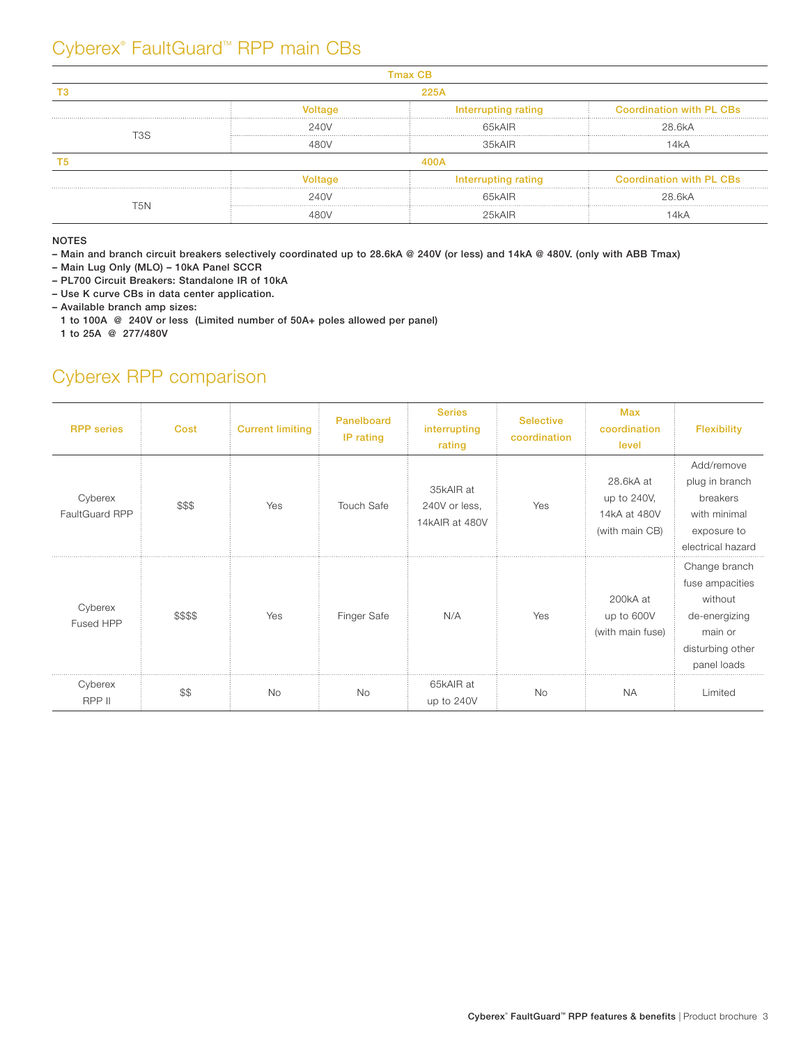## Cyberex® FaultGuard™ RPP main CBs

| Tmax CB | | | |
|---|---|---|---|
| **T3** | **225A** | | |
| | **Voltage** | **Interrupting rating** | **Coordination with PL CBs** |
| T3S | 240V | 65kAIR | 28.6kA |
| | 480V | 35kAIR | 14kA |
| **T5** | **400A** | | |
| | **Voltage** | **Interrupting rating** | **Coordination with PL CBs** |
| T5N | 240V | 65kAIR | 28.6kA |
| | 480V | 25kAIR | 14kA |

**NOTES**

- **Main and branch circuit breakers selectively coordinated up to 28.6kA @ 240V (or less) and 14kA @ 480V. (only with ABB Tmax)**
- **Main Lug Only (MLO) – 10kA Panel SCCR**
- **PL700 Circuit Breakers: Standalone IR of 10kA**
- **Use K curve CBs in data center application.**
- **Available branch amp sizes:**
  **1 to 100A @ 240V or less (Limited number of 50A+ poles allowed per panel)**
  **1 to 25A @ 277/480V**

## Cyberex RPP comparison

| RPP series | Cost | Current limiting | Panelboard IP rating | Series interrupting rating | Selective coordination | Max coordination level | Flexibility |
|---|---|---|---|---|---|---|---|
| Cyberex FaultGuard RPP | $$$ | Yes | Touch Safe | 35kAIR at 240V or less, 14kAIR at 480V | Yes | 28.6kA at up to 240V, 14kA at 480V (with main CB) | Add/remove plug in branch breakers with minimal exposure to electrical hazard |
| Cyberex Fused HPP | $$$$ | Yes | Finger Safe | N/A | Yes | 200kA at up to 600V (with main fuse) | Change branch fuse ampacities without de-energizing main or disturbing other panel loads |
| Cyberex RPP II | $$ | No | No | 65kAIR at up to 240V | No | NA | Limited |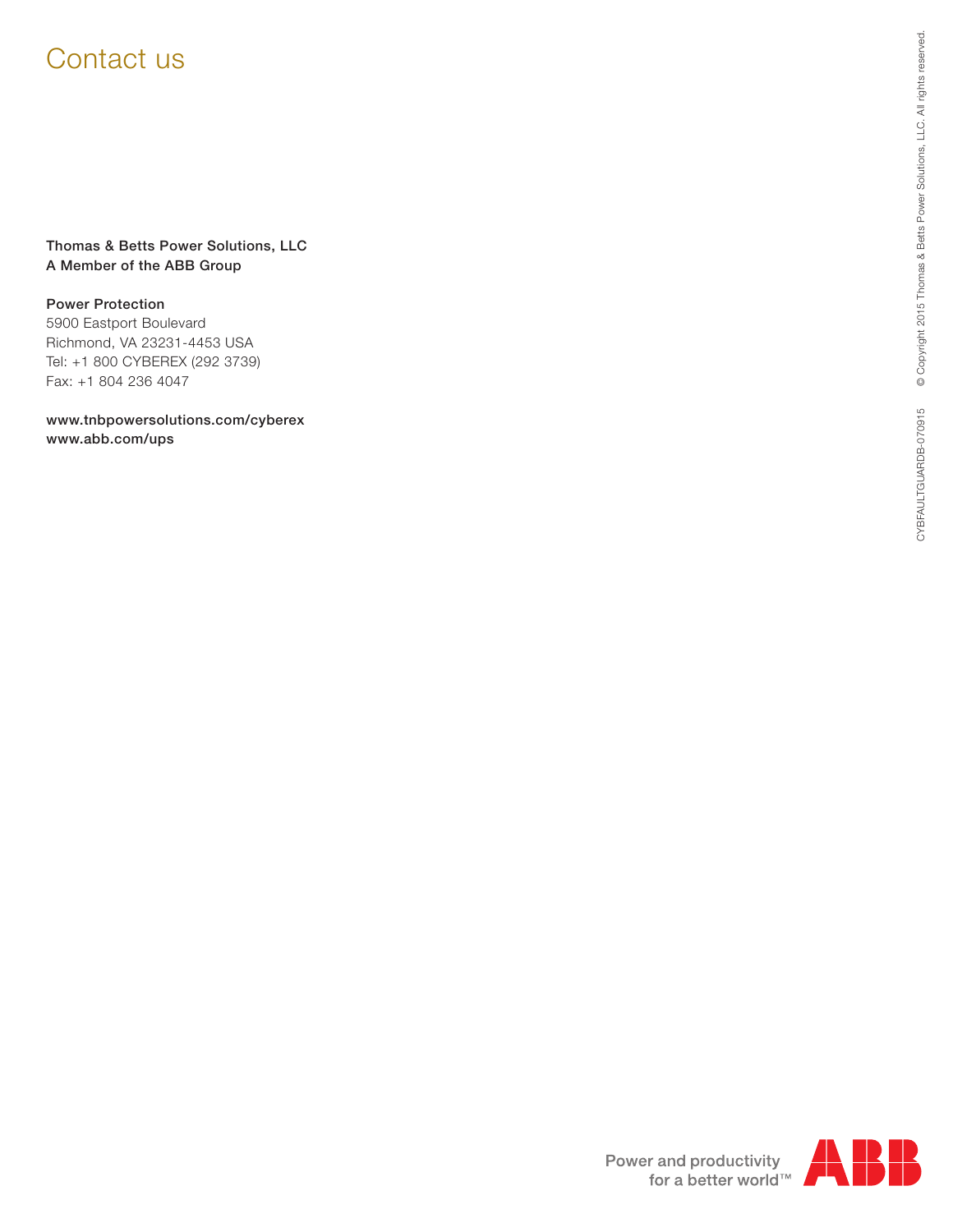# Contact us

**Thomas & Betts Power Solutions, LLC**
**A Member of the ABB Group**

**Power Protection**
5900 Eastport Boulevard
Richmond, VA 23231-4453 USA
Tel: +1 800 CYBEREX (292 3739)
Fax: +1 804 236 4047

**www.tnbpowersolutions.com/cyberex**
**www.abb.com/ups**

CYBFAULTGUARDB-070915 © Copyright 2015 Thomas & Betts Power Solutions, LLC. All rights reserved.

Power and productivity
for a better world™